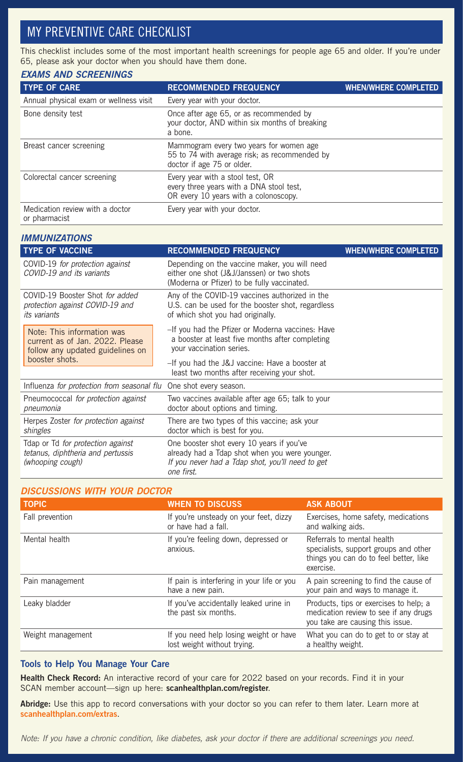# MY PREVENTIVE CARE CHECKLIST

This checklist includes some of the most important health screenings for people age 65 and older. If you're under 65, please ask your doctor when you should have them done.

### *EXAMS AND SCREENINGS*

| TYPE OF CARE | RECOMMENDED FREQUENCY | WHEN/WHERE COMPLETED |
|---|---|---|
| Annual physical exam or wellness visit | Every year with your doctor. | |
| Bone density test | Once after age 65, or as recommended by your doctor, AND within six months of breaking a bone. | |
| Breast cancer screening | Mammogram every two years for women age 55 to 74 with average risk; as recommended by doctor if age 75 or older. | |
| Colorectal cancer screening | Every year with a stool test, OR every three years with a DNA stool test, OR every 10 years with a colonoscopy. | |
| Medication review with a doctor or pharmacist | Every year with your doctor. | |

### *IMMUNIZATIONS*

| TYPE OF VACCINE | RECOMMENDED FREQUENCY | WHEN/WHERE COMPLETED |
|---|---|---|
| COVID-19 *for protection against COVID-19 and its variants* | Depending on the vaccine maker, you will need either one shot (J&J/Janssen) or two shots (Moderna or Pfizer) to be fully vaccinated. | |
| COVID-19 Booster Shot *for added protection against COVID-19 and its variants* | Any of the COVID-19 vaccines authorized in the U.S. can be used for the booster shot, regardless of which shot you had originally. | |
| Note: This information was current as of Jan. 2022. Please follow any updated guidelines on booster shots. | –If you had the Pfizer or Moderna vaccines: Have a booster at least five months after completing your vaccination series.<br>–If you had the J&J vaccine: Have a booster at least two months after receiving your shot. | |
| Influenza *for protection from seasonal flu* | One shot every season. | |
| Pneumococcal *for protection against pneumonia* | Two vaccines available after age 65; talk to your doctor about options and timing. | |
| Herpes Zoster *for protection against shingles* | There are two types of this vaccine; ask your doctor which is best for you. | |
| Tdap or Td *for protection against tetanus, diphtheria and pertussis (whooping cough)* | One booster shot every 10 years if you've already had a Tdap shot when you were younger. *If you never had a Tdap shot, you'll need to get one first.* | |

### *DISCUSSIONS WITH YOUR DOCTOR*

| TOPIC | WHEN TO DISCUSS | ASK ABOUT |
|---|---|---|
| Fall prevention | If you're unsteady on your feet, dizzy or have had a fall. | Exercises, home safety, medications and walking aids. |
| Mental health | If you're feeling down, depressed or anxious. | Referrals to mental health specialists, support groups and other things you can do to feel better, like exercise. |
| Pain management | If pain is interfering in your life or you have a new pain. | A pain screening to find the cause of your pain and ways to manage it. |
| Leaky bladder | If you've accidentally leaked urine in the past six months. | Products, tips or exercises to help; a medication review to see if any drugs you take are causing this issue. |
| Weight management | If you need help losing weight or have lost weight without trying. | What you can do to get to or stay at a healthy weight. |

### Tools to Help You Manage Your Care

**Health Check Record:** An interactive record of your care for 2022 based on your records. Find it in your SCAN member account—sign up here: **scanhealthplan.com/register**.

**Abridge:** Use this app to record conversations with your doctor so you can refer to them later. Learn more at **scanhealthplan.com/extras**.

*Note: If you have a chronic condition, like diabetes, ask your doctor if there are additional screenings you need.*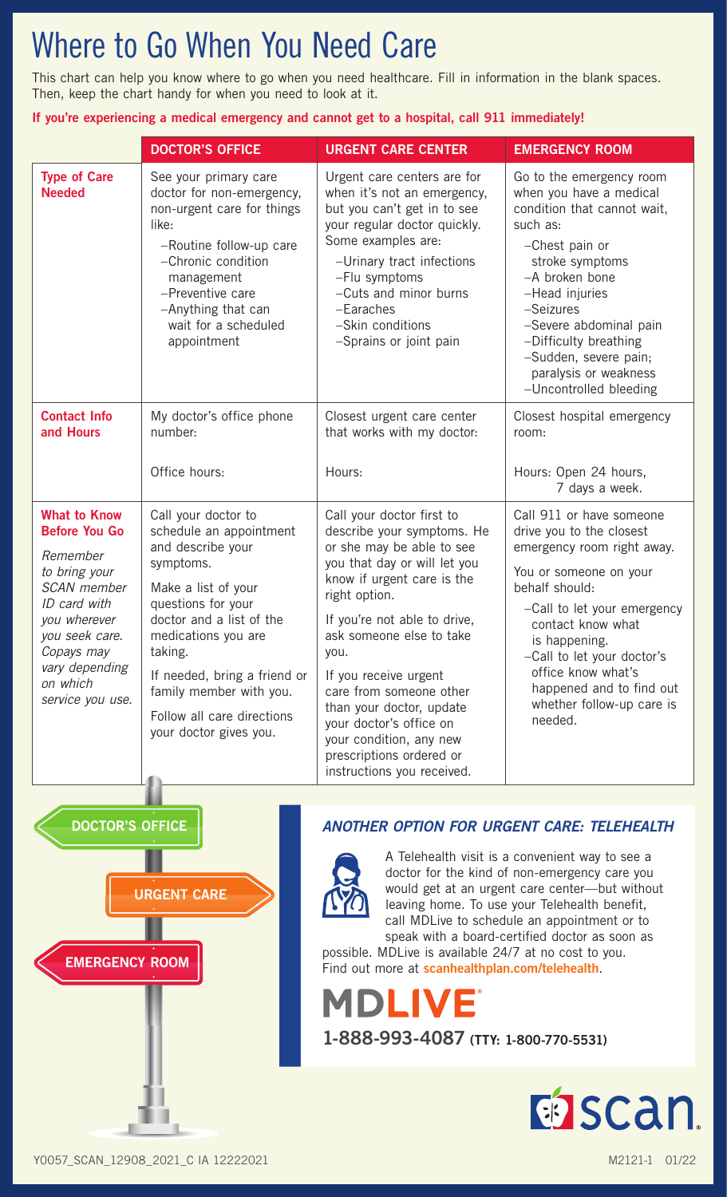# Where to Go When You Need Care

This chart can help you know where to go when you need healthcare. Fill in information in the blank spaces. Then, keep the chart handy for when you need to look at it.

**If you're experiencing a medical emergency and cannot get to a hospital, call 911 immediately!**

| | DOCTOR'S OFFICE | URGENT CARE CENTER | EMERGENCY ROOM |
|---|---|---|---|
| **Type of Care Needed** | See your primary care doctor for non-emergency, non-urgent care for things like:<br>–Routine follow-up care<br>–Chronic condition management<br>–Preventive care<br>–Anything that can wait for a scheduled appointment | Urgent care centers are for when it's not an emergency, but you can't get in to see your regular doctor quickly. Some examples are:<br>–Urinary tract infections<br>–Flu symptoms<br>–Cuts and minor burns<br>–Earaches<br>–Skin conditions<br>–Sprains or joint pain | Go to the emergency room when you have a medical condition that cannot wait, such as:<br>–Chest pain or stroke symptoms<br>–A broken bone<br>–Head injuries<br>–Seizures<br>–Severe abdominal pain<br>–Difficulty breathing<br>–Sudden, severe pain; paralysis or weakness<br>–Uncontrolled bleeding |
| **Contact Info and Hours** | My doctor's office phone number:<br><br>Office hours: | Closest urgent care center that works with my doctor:<br><br>Hours: | Closest hospital emergency room:<br><br>Hours: Open 24 hours, 7 days a week. |
| **What to Know Before You Go**<br>*Remember to bring your SCAN member ID card with you wherever you seek care. Copays may vary depending on which service you use.* | Call your doctor to schedule an appointment and describe your symptoms.<br>Make a list of your questions for your doctor and a list of the medications you are taking.<br>If needed, bring a friend or family member with you.<br>Follow all care directions your doctor gives you. | Call your doctor first to describe your symptoms. He or she may be able to see you that day or will let you know if urgent care is the right option.<br>If you're not able to drive, ask someone else to take you.<br>If you receive urgent care from someone other than your doctor, update your doctor's office on your condition, any new prescriptions ordered or instructions you received. | Call 911 or have someone drive you to the closest emergency room right away.<br>You or someone on your behalf should:<br>–Call to let your emergency contact know what is happening.<br>–Call to let your doctor's office know what's happened and to find out whether follow-up care is needed. |

DOCTOR'S OFFICE

URGENT CARE

EMERGENCY ROOM

## *ANOTHER OPTION FOR URGENT CARE: TELEHEALTH*

A Telehealth visit is a convenient way to see a doctor for the kind of non-emergency care you would get at an urgent care center—but without leaving home. To use your Telehealth benefit, call MDLive to schedule an appointment or to speak with a board-certified doctor as soon as possible. MDLive is available 24/7 at no cost to you. Find out more at **scanhealthplan.com/telehealth**.

MDLIVE®

**1-888-993-4087 (TTY: 1-800-770-5531)**

scan

Y0057_SCAN_12908_2021_C IA 12222021

M2121-1 01/22